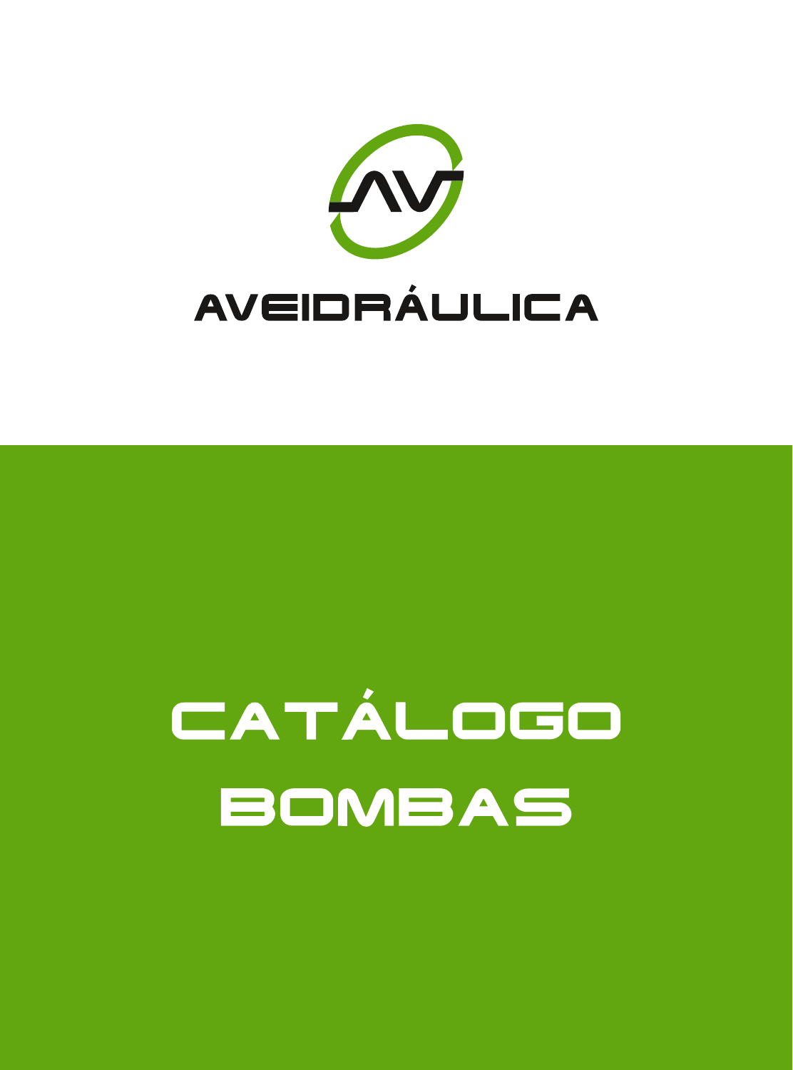AVEIDRÁULICA

# CATÁLOGO BOMBAS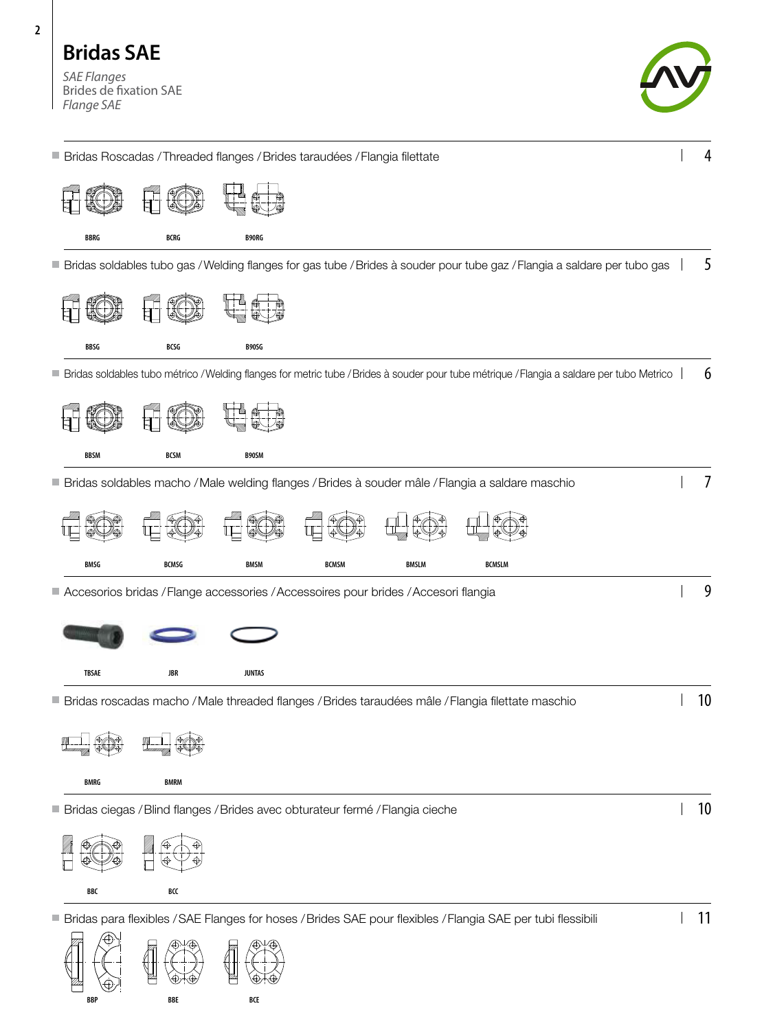# Bridas SAE

*SAE Flanges*
Brides de fixation SAE
*Flange SAE*

## Bridas Roscadas / Threaded flanges / Brides taraudées / Flangia filettate — 4

BBRG BCRG B90RG

## Bridas soldables tubo gas / Welding flanges for gas tube / Brides à souder pour tube gaz / Flangia a saldare per tubo gas — 5

BBSG BCSG B90SG

## Bridas soldables tubo métrico / Welding flanges for metric tube / Brides à souder pour tube métrique / Flangia a saldare per tubo Metrico — 6

BBSM BCSM B90SM

## Bridas soldables macho / Male welding flanges / Brides à souder mâle / Flangia a saldare maschio — 7

BMSG BCMSG BMSM BCMSM BMSLM BCMSLM

## Accesorios bridas / Flange accessories / Accessoires pour brides / Accesori flangia — 9

TBSAE JBR JUNTAS

## Bridas roscadas macho / Male threaded flanges / Brides taraudées mâle / Flangia filettate maschio — 10

BMRG BMRM

## Bridas ciegas / Blind flanges / Brides avec obturateur fermé / Flangia cieche — 10

BBC BCC

## Bridas para flexibles / SAE Flanges for hoses / Brides SAE pour flexibles / Flangia SAE per tubi flessibili — 11

BBP BBE BCE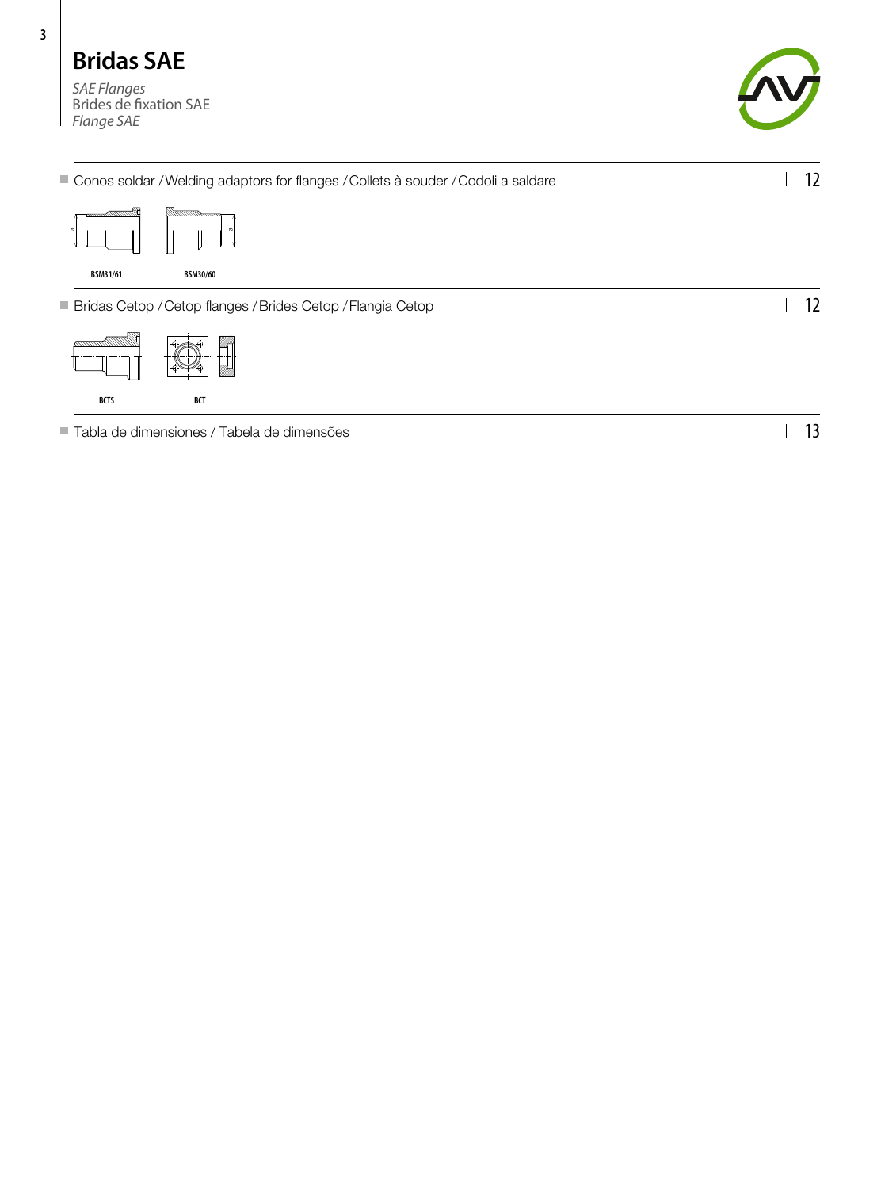# Bridas SAE

*SAE Flanges*
Brides de fixation SAE
*Flange SAE*

- Conos soldar / Welding adaptors for flanges / Collets à souder / Codoli a saldare | 12

BSM31/61 BSM30/60

- Bridas Cetop / Cetop flanges / Brides Cetop / Flangia Cetop | 12

BCTS BCT

- Tabla de dimensiones / Tabela de dimensões | 13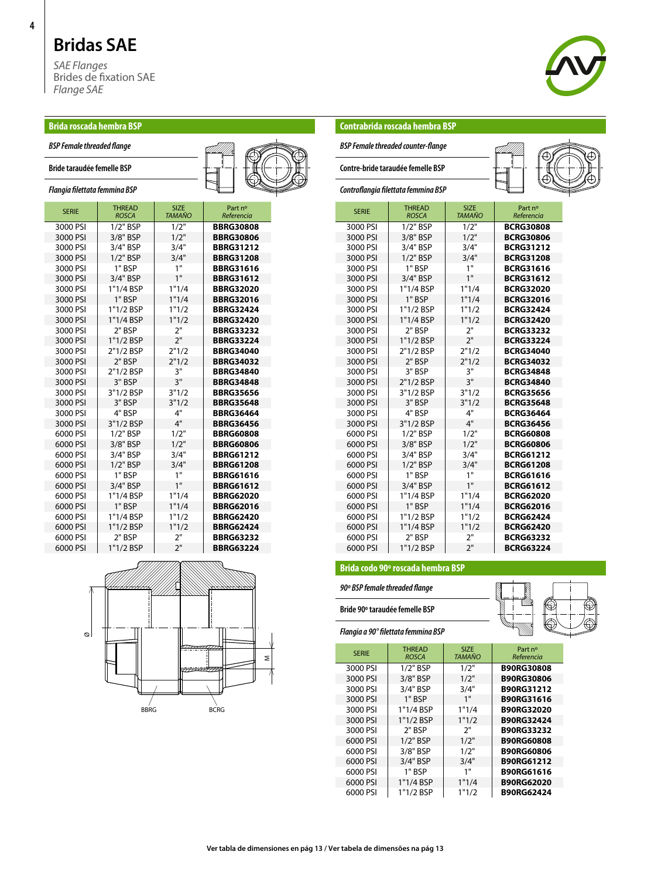# Bridas SAE

*SAE Flanges*
Brides de fixation SAE
*Flange SAE*

## Brida roscada hembra BSP

*BSP Female threaded flange*

Bride taraudée femelle BSP

*Flangia filettata femmina BSP*

| SERIE | THREAD *ROSCA* | SIZE *TAMAÑO* | Part nº *Referencia* |
|---|---|---|---|
| 3000 PSI | 1/2" BSP | 1/2" | **BBRG30808** |
| 3000 PSI | 3/8" BSP | 1/2" | **BBRG30806** |
| 3000 PSI | 3/4" BSP | 3/4" | **BBRG31212** |
| 3000 PSI | 1/2" BSP | 3/4" | **BBRG31208** |
| 3000 PSI | 1" BSP | 1" | **BBRG31616** |
| 3000 PSI | 3/4" BSP | 1" | **BBRG31612** |
| 3000 PSI | 1"1/4 BSP | 1"1/4 | **BBRG32020** |
| 3000 PSI | 1" BSP | 1"1/4 | **BBRG32016** |
| 3000 PSI | 1"1/2 BSP | 1"1/2 | **BBRG32424** |
| 3000 PSI | 1"1/4 BSP | 1"1/2 | **BBRG32420** |
| 3000 PSI | 2" BSP | 2" | **BBRG33232** |
| 3000 PSI | 1"1/2 BSP | 2" | **BBRG33224** |
| 3000 PSI | 2"1/2 BSP | 2"1/2 | **BBRG34040** |
| 3000 PSI | 2" BSP | 2"1/2 | **BBRG34032** |
| 3000 PSI | 2"1/2 BSP | 3" | **BBRG34840** |
| 3000 PSI | 3" BSP | 3" | **BBRG34848** |
| 3000 PSI | 3"1/2 BSP | 3"1/2 | **BBRG35656** |
| 3000 PSI | 3" BSP | 3"1/2 | **BBRG35648** |
| 3000 PSI | 4" BSP | 4" | **BBRG36464** |
| 3000 PSI | 3"1/2 BSP | 4" | **BBRG36456** |
| 6000 PSI | 1/2" BSP | 1/2" | **BBRG60808** |
| 6000 PSI | 3/8" BSP | 1/2" | **BBRG60806** |
| 6000 PSI | 3/4" BSP | 3/4" | **BBRG61212** |
| 6000 PSI | 1/2" BSP | 3/4" | **BBRG61208** |
| 6000 PSI | 1" BSP | 1" | **BBRG61616** |
| 6000 PSI | 3/4" BSP | 1" | **BBRG61612** |
| 6000 PSI | 1"1/4 BSP | 1"1/4 | **BBRG62020** |
| 6000 PSI | 1" BSP | 1"1/4 | **BBRG62016** |
| 6000 PSI | 1"1/4 BSP | 1"1/2 | **BBRG62420** |
| 6000 PSI | 1"1/2 BSP | 1"1/2 | **BBRG62424** |
| 6000 PSI | 2" BSP | 2" | **BBRG63232** |
| 6000 PSI | 1"1/2 BSP | 2" | **BBRG63224** |

Ø

M

BBRG

BCRG

## Contrabrida roscada hembra BSP

*BSP Female threaded counter-flange*

Contre-bride taraudée femelle BSP

*Controflangia filettata femmina BSP*

| SERIE | THREAD *ROSCA* | SIZE *TAMAÑO* | Part nº *Referencia* |
|---|---|---|---|
| 3000 PSI | 1/2" BSP | 1/2" | **BCRG30808** |
| 3000 PSI | 3/8" BSP | 1/2" | **BCRG30806** |
| 3000 PSI | 3/4" BSP | 3/4" | **BCRG31212** |
| 3000 PSI | 1/2" BSP | 3/4" | **BCRG31208** |
| 3000 PSI | 1" BSP | 1" | **BCRG31616** |
| 3000 PSI | 3/4" BSP | 1" | **BCRG31612** |
| 3000 PSI | 1"1/4 BSP | 1"1/4 | **BCRG32020** |
| 3000 PSI | 1" BSP | 1"1/4 | **BCRG32016** |
| 3000 PSI | 1"1/2 BSP | 1"1/2 | **BCRG32424** |
| 3000 PSI | 1"1/4 BSP | 1"1/2 | **BCRG32420** |
| 3000 PSI | 2" BSP | 2" | **BCRG33232** |
| 3000 PSI | 1"1/2 BSP | 2" | **BCRG33224** |
| 3000 PSI | 2"1/2 BSP | 2"1/2 | **BCRG34040** |
| 3000 PSI | 2" BSP | 2"1/2 | **BCRG34032** |
| 3000 PSI | 3" BSP | 3" | **BCRG34848** |
| 3000 PSI | 2"1/2 BSP | 3" | **BCRG34840** |
| 3000 PSI | 3"1/2 BSP | 3"1/2 | **BCRG35656** |
| 3000 PSI | 3" BSP | 3"1/2 | **BCRG35648** |
| 3000 PSI | 4" BSP | 4" | **BCRG36464** |
| 3000 PSI | 3"1/2 BSP | 4" | **BCRG36456** |
| 6000 PSI | 1/2" BSP | 1/2" | **BCRG60808** |
| 6000 PSI | 3/8" BSP | 1/2" | **BCRG60806** |
| 6000 PSI | 3/4" BSP | 3/4" | **BCRG61212** |
| 6000 PSI | 1/2" BSP | 3/4" | **BCRG61208** |
| 6000 PSI | 1" BSP | 1" | **BCRG61616** |
| 6000 PSI | 3/4" BSP | 1" | **BCRG61612** |
| 6000 PSI | 1"1/4 BSP | 1"1/4 | **BCRG62020** |
| 6000 PSI | 1" BSP | 1"1/4 | **BCRG62016** |
| 6000 PSI | 1"1/2 BSP | 1"1/2 | **BCRG62424** |
| 6000 PSI | 1"1/4 BSP | 1"1/2 | **BCRG62420** |
| 6000 PSI | 2" BSP | 2" | **BCRG63232** |
| 6000 PSI | 1"1/2 BSP | 2" | **BCRG63224** |

## Brida codo 90º roscada hembra BSP

*90º BSP female threaded flange*

Bride 90º taraudée femelle BSP

*Flangia a 90° filettata femmina BSP*

| SERIE | THREAD *ROSCA* | SIZE *TAMAÑO* | Part nº *Referencia* |
|---|---|---|---|
| 3000 PSI | 1/2" BSP | 1/2" | **B90RG30808** |
| 3000 PSI | 3/8" BSP | 1/2" | **B90RG30806** |
| 3000 PSI | 3/4" BSP | 3/4" | **B90RG31212** |
| 3000 PSI | 1" BSP | 1" | **B90RG31616** |
| 3000 PSI | 1"1/4 BSP | 1"1/4 | **B90RG32020** |
| 3000 PSI | 1"1/2 BSP | 1"1/2 | **B90RG32424** |
| 3000 PSI | 2" BSP | 2" | **B90RG33232** |
| 6000 PSI | 1/2" BSP | 1/2" | **B90RG60808** |
| 6000 PSI | 3/8" BSP | 1/2" | **B90RG60806** |
| 6000 PSI | 3/4" BSP | 3/4" | **B90RG61212** |
| 6000 PSI | 1" BSP | 1" | **B90RG61616** |
| 6000 PSI | 1"1/4 BSP | 1"1/4 | **B90RG62020** |
| 6000 PSI | 1"1/2 BSP | 1"1/2 | **B90RG62424** |

**Ver tabla de dimensiones en pág 13 / Ver tabela de dimensões na pág 13**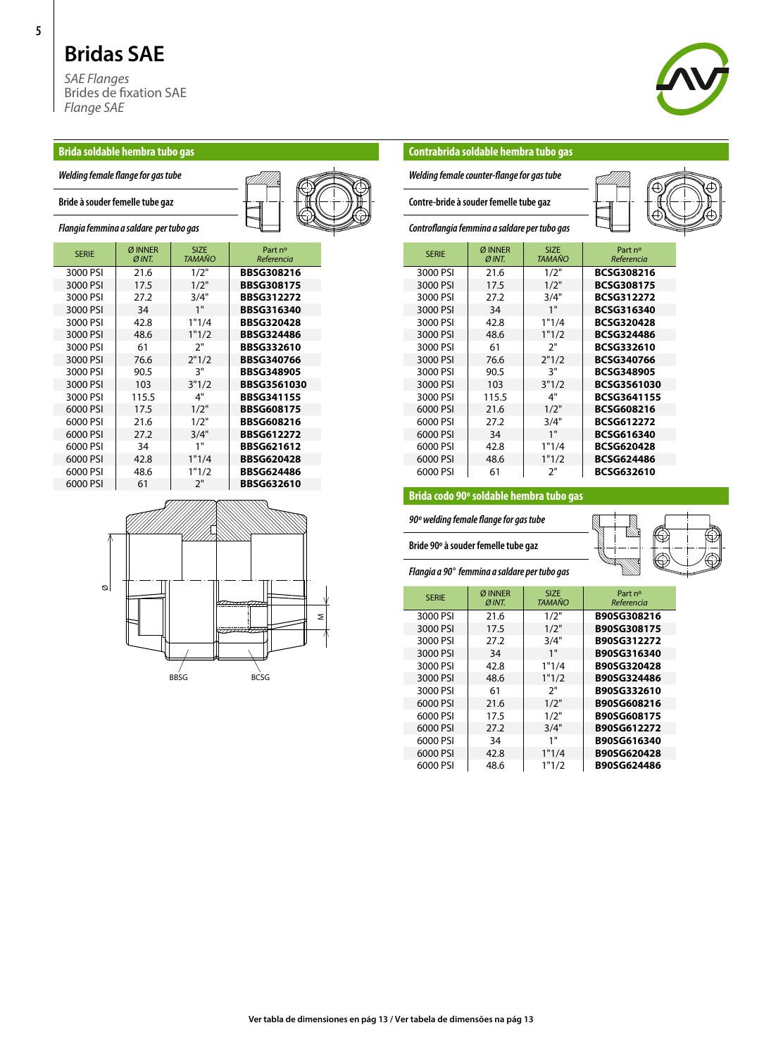# Bridas SAE

*SAE Flanges*
Brides de fixation SAE
*Flange SAE*

## Brida soldable hembra tubo gas

*Welding female flange for gas tube*

Bride à souder femelle tube gaz

*Flangia femmina a saldare per tubo gas*

| SERIE | Ø INNER *Ø INT.* | SIZE *TAMAÑO* | Part nº *Referencia* |
|---|---|---|---|
| 3000 PSI | 21.6 | 1/2" | **BBSG308216** |
| 3000 PSI | 17.5 | 1/2" | **BBSG308175** |
| 3000 PSI | 27.2 | 3/4" | **BBSG312272** |
| 3000 PSI | 34 | 1" | **BBSG316340** |
| 3000 PSI | 42.8 | 1"1/4 | **BBSG320428** |
| 3000 PSI | 48.6 | 1"1/2 | **BBSG324486** |
| 3000 PSI | 61 | 2" | **BBSG332610** |
| 3000 PSI | 76.6 | 2"1/2 | **BBSG340766** |
| 3000 PSI | 90.5 | 3" | **BBSG348905** |
| 3000 PSI | 103 | 3"1/2 | **BBSG3561030** |
| 3000 PSI | 115.5 | 4" | **BBSG341155** |
| 6000 PSI | 17.5 | 1/2" | **BBSG608175** |
| 6000 PSI | 21.6 | 1/2" | **BBSG608216** |
| 6000 PSI | 27.2 | 3/4" | **BBSG612272** |
| 6000 PSI | 34 | 1" | **BBSG621612** |
| 6000 PSI | 42.8 | 1"1/4 | **BBSG620428** |
| 6000 PSI | 48.6 | 1"1/2 | **BBSG624486** |
| 6000 PSI | 61 | 2" | **BBSG632610** |

Ø

M

BBSG

BCSG

## Contrabrida soldable hembra tubo gas

*Welding female counter-flange for gas tube*

Contre-bride à souder femelle tube gaz

*Controflangia femmina a saldare per tubo gas*

| SERIE | Ø INNER *Ø INT.* | SIZE *TAMAÑO* | Part nº *Referencia* |
|---|---|---|---|
| 3000 PSI | 21.6 | 1/2" | **BCSG308216** |
| 3000 PSI | 17.5 | 1/2" | **BCSG308175** |
| 3000 PSI | 27.2 | 3/4" | **BCSG312272** |
| 3000 PSI | 34 | 1" | **BCSG316340** |
| 3000 PSI | 42.8 | 1"1/4 | **BCSG320428** |
| 3000 PSI | 48.6 | 1"1/2 | **BCSG324486** |
| 3000 PSI | 61 | 2" | **BCSG332610** |
| 3000 PSI | 76.6 | 2"1/2 | **BCSG340766** |
| 3000 PSI | 90.5 | 3" | **BCSG348905** |
| 3000 PSI | 103 | 3"1/2 | **BCSG3561030** |
| 3000 PSI | 115.5 | 4" | **BCSG3641155** |
| 6000 PSI | 21.6 | 1/2" | **BCSG608216** |
| 6000 PSI | 27.2 | 3/4" | **BCSG612272** |
| 6000 PSI | 34 | 1" | **BCSG616340** |
| 6000 PSI | 42.8 | 1"1/4 | **BCSG620428** |
| 6000 PSI | 48.6 | 1"1/2 | **BCSG624486** |
| 6000 PSI | 61 | 2" | **BCSG632610** |

## Brida codo 90º soldable hembra tubo gas

*90º welding female flange for gas tube*

Bride 90º à souder femelle tube gaz

*Flangia a 90° femmina a saldare per tubo gas*

| SERIE | Ø INNER *Ø INT.* | SIZE *TAMAÑO* | Part nº *Referencia* |
|---|---|---|---|
| 3000 PSI | 21.6 | 1/2" | **B90SG308216** |
| 3000 PSI | 17.5 | 1/2" | **B90SG308175** |
| 3000 PSI | 27.2 | 3/4" | **B90SG312272** |
| 3000 PSI | 34 | 1" | **B90SG316340** |
| 3000 PSI | 42.8 | 1"1/4 | **B90SG320428** |
| 3000 PSI | 48.6 | 1"1/2 | **B90SG324486** |
| 3000 PSI | 61 | 2" | **B90SG332610** |
| 6000 PSI | 21.6 | 1/2" | **B90SG608216** |
| 6000 PSI | 17.5 | 1/2" | **B90SG608175** |
| 6000 PSI | 27.2 | 3/4" | **B90SG612272** |
| 6000 PSI | 34 | 1" | **B90SG616340** |
| 6000 PSI | 42.8 | 1"1/4 | **B90SG620428** |
| 6000 PSI | 48.6 | 1"1/2 | **B90SG624486** |

**Ver tabla de dimensiones en pág 13 / Ver tabela de dimensões na pág 13**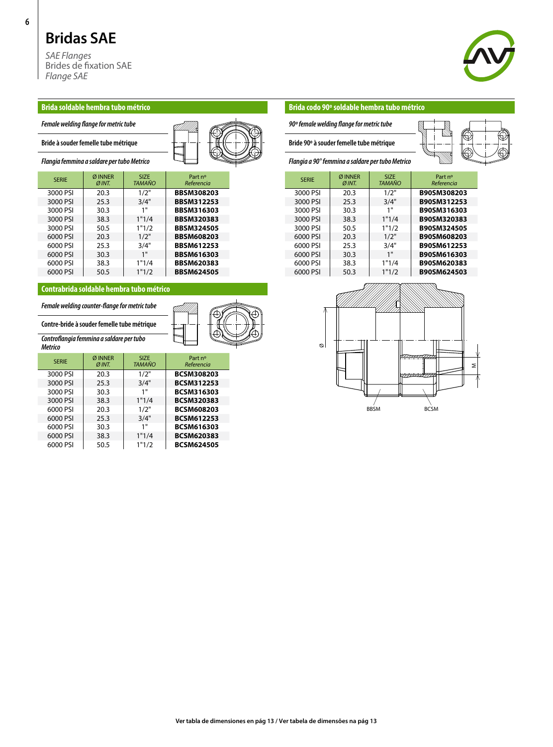# Bridas SAE

*SAE Flanges*
Brides de fixation SAE
*Flange SAE*

## Brida soldable hembra tubo métrico

***Female welding flange for metric tube***

**Bride à souder femelle tube métrique**

***Flangia femmina a saldare per tubo Metrico***

| SERIE | Ø INNER *Ø INT.* | SIZE *TAMAÑO* | Part nº *Referencia* |
|---|---|---|---|
| 3000 PSI | 20.3 | 1/2" | **BBSM308203** |
| 3000 PSI | 25.3 | 3/4" | **BBSM312253** |
| 3000 PSI | 30.3 | 1" | **BBSM316303** |
| 3000 PSI | 38.3 | 1"1/4 | **BBSM320383** |
| 3000 PSI | 50.5 | 1"1/2 | **BBSM324505** |
| 6000 PSI | 20.3 | 1/2" | **BBSM608203** |
| 6000 PSI | 25.3 | 3/4" | **BBSM612253** |
| 6000 PSI | 30.3 | 1" | **BBSM616303** |
| 6000 PSI | 38.3 | 1"1/4 | **BBSM620383** |
| 6000 PSI | 50.5 | 1"1/2 | **BBSM624505** |

## Contrabrida soldable hembra tubo métrico

***Female welding counter-flange for metric tube***

**Contre-bride à souder femelle tube métrique**

***Controflangia femmina a saldare per tubo Metrico***

| SERIE | Ø INNER *Ø INT.* | SIZE *TAMAÑO* | Part nº *Referencia* |
|---|---|---|---|
| 3000 PSI | 20.3 | 1/2" | **BCSM308203** |
| 3000 PSI | 25.3 | 3/4" | **BCSM312253** |
| 3000 PSI | 30.3 | 1" | **BCSM316303** |
| 3000 PSI | 38.3 | 1"1/4 | **BCSM320383** |
| 6000 PSI | 20.3 | 1/2" | **BCSM608203** |
| 6000 PSI | 25.3 | 3/4" | **BCSM612253** |
| 6000 PSI | 30.3 | 1" | **BCSM616303** |
| 6000 PSI | 38.3 | 1"1/4 | **BCSM620383** |
| 6000 PSI | 50.5 | 1"1/2 | **BCSM624505** |

## Brida codo 90º soldable hembra tubo métrico

***90º female welding flange for metric tube***

**Bride 90º à souder femelle tube métrique**

***Flangia a 90° femmina a saldare per tubo Metrico***

| SERIE | Ø INNER *Ø INT.* | SIZE *TAMAÑO* | Part nº *Referencia* |
|---|---|---|---|
| 3000 PSI | 20.3 | 1/2" | **B90SM308203** |
| 3000 PSI | 25.3 | 3/4" | **B90SM312253** |
| 3000 PSI | 30.3 | 1" | **B90SM316303** |
| 3000 PSI | 38.3 | 1"1/4 | **B90SM320383** |
| 3000 PSI | 50.5 | 1"1/2 | **B90SM324505** |
| 6000 PSI | 20.3 | 1/2" | **B90SM608203** |
| 6000 PSI | 25.3 | 3/4" | **B90SM612253** |
| 6000 PSI | 30.3 | 1" | **B90SM616303** |
| 6000 PSI | 38.3 | 1"1/4 | **B90SM620383** |
| 6000 PSI | 50.3 | 1"1/2 | **B90SM624503** |

Ø

M

BBSM

BCSM

**Ver tabla de dimensiones en pág 13 / Ver tabela de dimensões na pág 13**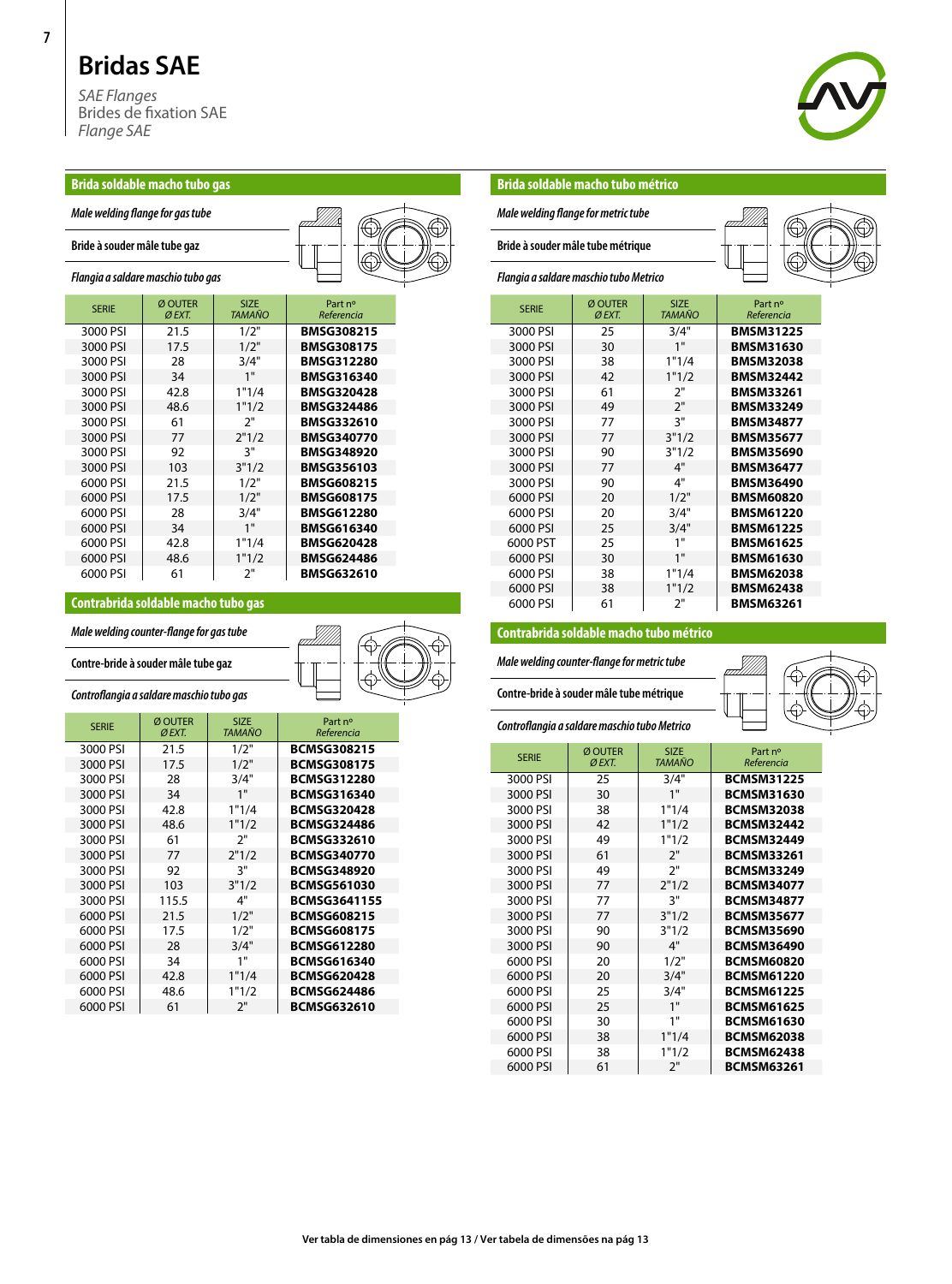# Bridas SAE

*SAE Flanges*
Brides de fixation SAE
*Flange SAE*

## Brida soldable macho tubo gas

*Male welding flange for gas tube*

Bride à souder mâle tube gaz

*Flangia a saldare maschio tubo gas*

| SERIE | Ø OUTER *Ø EXT.* | SIZE *TAMAÑO* | Part nº *Referencia* |
|---|---|---|---|
| 3000 PSI | 21.5 | 1/2" | **BMSG308215** |
| 3000 PSI | 17.5 | 1/2" | **BMSG308175** |
| 3000 PSI | 28 | 3/4" | **BMSG312280** |
| 3000 PSI | 34 | 1" | **BMSG316340** |
| 3000 PSI | 42.8 | 1"1/4 | **BMSG320428** |
| 3000 PSI | 48.6 | 1"1/2 | **BMSG324486** |
| 3000 PSI | 61 | 2" | **BMSG332610** |
| 3000 PSI | 77 | 2"1/2 | **BMSG340770** |
| 3000 PSI | 92 | 3" | **BMSG348920** |
| 3000 PSI | 103 | 3"1/2 | **BMSG356103** |
| 6000 PSI | 21.5 | 1/2" | **BMSG608215** |
| 6000 PSI | 17.5 | 1/2" | **BMSG608175** |
| 6000 PSI | 28 | 3/4" | **BMSG612280** |
| 6000 PSI | 34 | 1" | **BMSG616340** |
| 6000 PSI | 42.8 | 1"1/4 | **BMSG620428** |
| 6000 PSI | 48.6 | 1"1/2 | **BMSG624486** |
| 6000 PSI | 61 | 2" | **BMSG632610** |

## Contrabrida soldable macho tubo gas

*Male welding counter-flange for gas tube*

Contre-bride à souder mâle tube gaz

*Controflangia a saldare maschio tubo gas*

| SERIE | Ø OUTER *Ø EXT.* | SIZE *TAMAÑO* | Part nº *Referencia* |
|---|---|---|---|
| 3000 PSI | 21.5 | 1/2" | **BCMSG308215** |
| 3000 PSI | 17.5 | 1/2" | **BCMSG308175** |
| 3000 PSI | 28 | 3/4" | **BCMSG312280** |
| 3000 PSI | 34 | 1" | **BCMSG316340** |
| 3000 PSI | 42.8 | 1"1/4 | **BCMSG320428** |
| 3000 PSI | 48.6 | 1"1/2 | **BCMSG324486** |
| 3000 PSI | 61 | 2" | **BCMSG332610** |
| 3000 PSI | 77 | 2"1/2 | **BCMSG340770** |
| 3000 PSI | 92 | 3" | **BCMSG348920** |
| 3000 PSI | 103 | 3"1/2 | **BCMSG561030** |
| 3000 PSI | 115.5 | 4" | **BCMSG3641155** |
| 6000 PSI | 21.5 | 1/2" | **BCMSG608215** |
| 6000 PSI | 17.5 | 1/2" | **BCMSG608175** |
| 6000 PSI | 28 | 3/4" | **BCMSG612280** |
| 6000 PSI | 34 | 1" | **BCMSG616340** |
| 6000 PSI | 42.8 | 1"1/4 | **BCMSG620428** |
| 6000 PSI | 48.6 | 1"1/2 | **BCMSG624486** |
| 6000 PSI | 61 | 2" | **BCMSG632610** |

## Brida soldable macho tubo métrico

*Male welding flange for metric tube*

Bride à souder mâle tube métrique

*Flangia a saldare maschio tubo Metrico*

| SERIE | Ø OUTER *Ø EXT.* | SIZE *TAMAÑO* | Part nº *Referencia* |
|---|---|---|---|
| 3000 PSI | 25 | 3/4" | **BMSM31225** |
| 3000 PSI | 30 | 1" | **BMSM31630** |
| 3000 PSI | 38 | 1"1/4 | **BMSM32038** |
| 3000 PSI | 42 | 1"1/2 | **BMSM32442** |
| 3000 PSI | 61 | 2" | **BMSM33261** |
| 3000 PSI | 49 | 2" | **BMSM33249** |
| 3000 PSI | 77 | 3" | **BMSM34877** |
| 3000 PSI | 77 | 3"1/2 | **BMSM35677** |
| 3000 PSI | 90 | 3"1/2 | **BMSM35690** |
| 3000 PSI | 77 | 4" | **BMSM36477** |
| 3000 PSI | 90 | 4" | **BMSM36490** |
| 6000 PSI | 20 | 1/2" | **BMSM60820** |
| 6000 PSI | 20 | 3/4" | **BMSM61220** |
| 6000 PSI | 25 | 3/4" | **BMSM61225** |
| 6000 PST | 25 | 1" | **BMSM61625** |
| 6000 PSI | 30 | 1" | **BMSM61630** |
| 6000 PSI | 38 | 1"1/4 | **BMSM62038** |
| 6000 PSI | 38 | 1"1/2 | **BMSM62438** |
| 6000 PSI | 61 | 2" | **BMSM63261** |

## Contrabrida soldable macho tubo métrico

*Male welding counter-flange for metric tube*

Contre-bride à souder mâle tube métrique

*Controflangia a saldare maschio tubo Metrico*

| SERIE | Ø OUTER *Ø EXT.* | SIZE *TAMAÑO* | Part nº *Referencia* |
|---|---|---|---|
| 3000 PSI | 25 | 3/4" | **BCMSM31225** |
| 3000 PSI | 30 | 1" | **BCMSM31630** |
| 3000 PSI | 38 | 1"1/4 | **BCMSM32038** |
| 3000 PSI | 42 | 1"1/2 | **BCMSM32442** |
| 3000 PSI | 49 | 1"1/2 | **BCMSM32449** |
| 3000 PSI | 61 | 2" | **BCMSM33261** |
| 3000 PSI | 49 | 2" | **BCMSM33249** |
| 3000 PSI | 77 | 2"1/2 | **BCMSM34077** |
| 3000 PSI | 77 | 3" | **BCMSM34877** |
| 3000 PSI | 77 | 3"1/2 | **BCMSM35677** |
| 3000 PSI | 90 | 3"1/2 | **BCMSM35690** |
| 3000 PSI | 90 | 4" | **BCMSM36490** |
| 6000 PSI | 20 | 1/2" | **BCMSM60820** |
| 6000 PSI | 20 | 3/4" | **BCMSM61220** |
| 6000 PSI | 25 | 3/4" | **BCMSM61225** |
| 6000 PSI | 25 | 1" | **BCMSM61625** |
| 6000 PSI | 30 | 1" | **BCMSM61630** |
| 6000 PSI | 38 | 1"1/4 | **BCMSM62038** |
| 6000 PSI | 38 | 1"1/2 | **BCMSM62438** |
| 6000 PSI | 61 | 2" | **BCMSM63261** |

**Ver tabla de dimensiones en pág 13 / Ver tabela de dimensões na pág 13**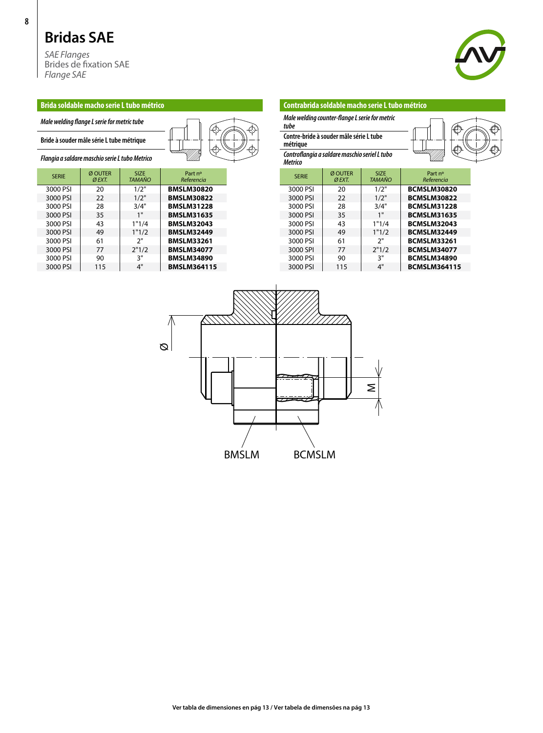# Bridas SAE

*SAE Flanges*
Brides de fixation SAE
*Flange SAE*

## Brida soldable macho serie L tubo métrico

***Male welding flange L serie for metric tube***

**Bride à souder mâle série L tube métrique**

***Flangia a saldare maschio serie L tubo Metrico***

| SERIE | Ø OUTER *Ø EXT.* | SIZE *TAMAÑO* | Part nº *Referencia* |
|---|---|---|---|
| 3000 PSI | 20 | 1/2" | **BMSLM30820** |
| 3000 PSI | 22 | 1/2" | **BMSLM30822** |
| 3000 PSI | 28 | 3/4" | **BMSLM31228** |
| 3000 PSI | 35 | 1" | **BMSLM31635** |
| 3000 PSI | 43 | 1"1/4 | **BMSLM32043** |
| 3000 PSI | 49 | 1"1/2 | **BMSLM32449** |
| 3000 PSI | 61 | 2" | **BMSLM33261** |
| 3000 PSI | 77 | 2"1/2 | **BMSLM34077** |
| 3000 PSI | 90 | 3" | **BMSLM34890** |
| 3000 PSI | 115 | 4" | **BMSLM364115** |

## Contrabrida soldable macho serie L tubo métrico

***Male welding counter-flange L serie for metric tube***

**Contre-bride à souder mâle série L tube métrique**

***Controflangia a saldare maschio seriel L tubo Metrico***

| SERIE | Ø OUTER *Ø EXT.* | SIZE *TAMAÑO* | Part nº *Referencia* |
|---|---|---|---|
| 3000 PSI | 20 | 1/2" | **BCMSLM30820** |
| 3000 PSI | 22 | 1/2" | **BCMSLM30822** |
| 3000 PSI | 28 | 3/4" | **BCMSLM31228** |
| 3000 PSI | 35 | 1" | **BCMSLM31635** |
| 3000 PSI | 43 | 1"1/4 | **BCMSLM32043** |
| 3000 PSI | 49 | 1"1/2 | **BCMSLM32449** |
| 3000 PSI | 61 | 2" | **BCMSLM33261** |
| 3000 SPI | 77 | 2"1/2 | **BCMSLM34077** |
| 3000 PSI | 90 | 3" | **BCMSLM34890** |
| 3000 PSI | 115 | 4" | **BCMSLM364115** |

Ø

M

BMSLM

BCMSLM

**Ver tabla de dimensiones en pág 13 / Ver tabela de dimensões na pág 13**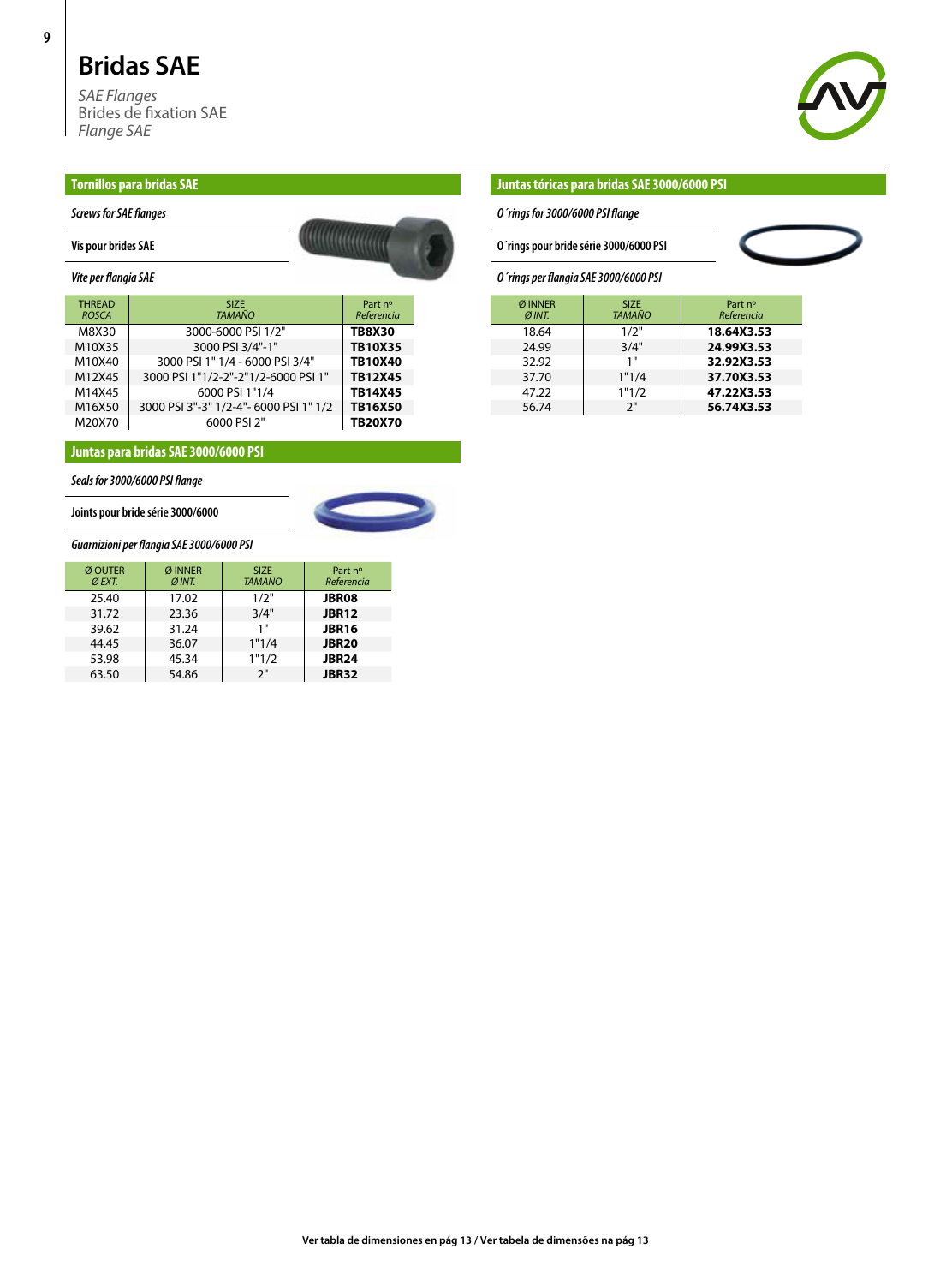# Bridas SAE

*SAE Flanges*
Brides de fixation SAE
*Flange SAE*

## Tornillos para bridas SAE

*Screws for SAE flanges*

**Vis pour brides SAE**

*Vite per flangia SAE*

| THREAD *ROSCA* | SIZE *TAMAÑO* | Part nº *Referencia* |
|---|---|---|
| M8X30 | 3000-6000 PSI 1/2" | **TB8X30** |
| M10X35 | 3000 PSI 3/4"-1" | **TB10X35** |
| M10X40 | 3000 PSI 1" 1/4 - 6000 PSI 3/4" | **TB10X40** |
| M12X45 | 3000 PSI 1"1/2-2"-2"1/2-6000 PSI 1" | **TB12X45** |
| M14X45 | 6000 PSI 1"1/4 | **TB14X45** |
| M16X50 | 3000 PSI 3"-3" 1/2-4"- 6000 PSI 1" 1/2 | **TB16X50** |
| M20X70 | 6000 PSI 2" | **TB20X70** |

## Juntas para bridas SAE 3000/6000 PSI

*Seals for 3000/6000 PSI flange*

**Joints pour bride série 3000/6000**

*Guarnizioni per flangia SAE 3000/6000 PSI*

| Ø OUTER *Ø EXT.* | Ø INNER *Ø INT.* | SIZE *TAMAÑO* | Part nº *Referencia* |
|---|---|---|---|
| 25.40 | 17.02 | 1/2" | **JBR08** |
| 31.72 | 23.36 | 3/4" | **JBR12** |
| 39.62 | 31.24 | 1" | **JBR16** |
| 44.45 | 36.07 | 1"1/4 | **JBR20** |
| 53.98 | 45.34 | 1"1/2 | **JBR24** |
| 63.50 | 54.86 | 2" | **JBR32** |

## Juntas tóricas para bridas SAE 3000/6000 PSI

*O´rings for 3000/6000 PSI flange*

**O´rings pour bride série 3000/6000 PSI**

*O´rings per flangia SAE 3000/6000 PSI*

| Ø INNER *Ø INT.* | SIZE *TAMAÑO* | Part nº *Referencia* |
|---|---|---|
| 18.64 | 1/2" | **18.64X3.53** |
| 24.99 | 3/4" | **24.99X3.53** |
| 32.92 | 1" | **32.92X3.53** |
| 37.70 | 1"1/4 | **37.70X3.53** |
| 47.22 | 1"1/2 | **47.22X3.53** |
| 56.74 | 2" | **56.74X3.53** |

**Ver tabla de dimensiones en pág 13 / Ver tabela de dimensões na pág 13**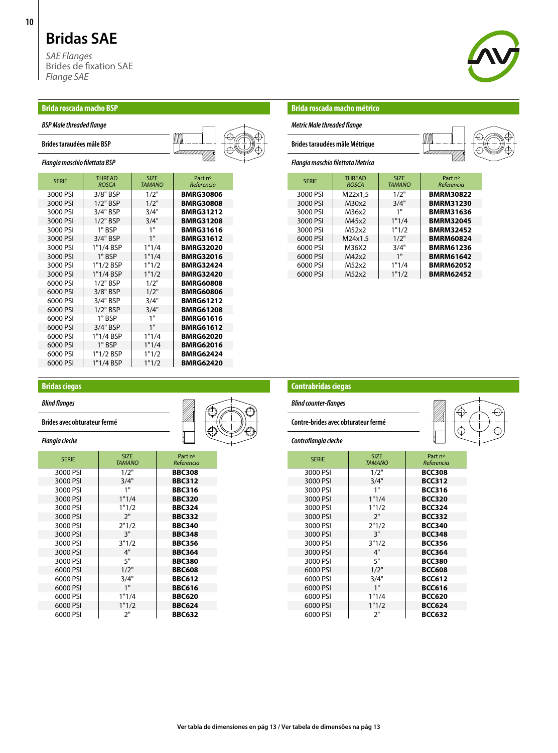# Bridas SAE

*SAE Flanges*
Brides de fixation SAE
*Flange SAE*

## Brida roscada macho BSP

***BSP Male threaded flange***

**Brides taraudées mâle BSP**

***Flangia maschio filettata BSP***

| SERIE | THREAD *ROSCA* | SIZE *TAMAÑO* | Part nº *Referencia* |
|---|---|---|---|
| 3000 PSI | 3/8" BSP | 1/2" | **BMRG30806** |
| 3000 PSI | 1/2" BSP | 1/2" | **BMRG30808** |
| 3000 PSI | 3/4" BSP | 3/4" | **BMRG31212** |
| 3000 PSI | 1/2" BSP | 3/4" | **BMRG31208** |
| 3000 PSI | 1" BSP | 1" | **BMRG31616** |
| 3000 PSI | 3/4" BSP | 1" | **BMRG31612** |
| 3000 PSI | 1"1/4 BSP | 1"1/4 | **BMRG32020** |
| 3000 PSI | 1" BSP | 1"1/4 | **BMRG32016** |
| 3000 PSI | 1"1/2 BSP | 1"1/2 | **BMRG32424** |
| 3000 PSI | 1"1/4 BSP | 1"1/2 | **BMRG32420** |
| 6000 PSI | 1/2" BSP | 1/2" | **BMRG60808** |
| 6000 PSI | 3/8" BSP | 1/2" | **BMRG60806** |
| 6000 PSI | 3/4" BSP | 3/4" | **BMRG61212** |
| 6000 PSI | 1/2" BSP | 3/4" | **BMRG61208** |
| 6000 PSI | 1" BSP | 1" | **BMRG61616** |
| 6000 PSI | 3/4" BSP | 1" | **BMRG61612** |
| 6000 PSI | 1"1/4 BSP | 1"1/4 | **BMRG62020** |
| 6000 PSI | 1" BSP | 1"1/4 | **BMRG62016** |
| 6000 PSI | 1"1/2 BSP | 1"1/2 | **BMRG62424** |
| 6000 PSI | 1"1/4 BSP | 1"1/2 | **BMRG62420** |

## Brida roscada macho métrico

***Metric Male threaded flange***

**Brides taraudées mâle Métrique**

***Flangia maschio filettata Metrica***

| SERIE | THREAD *ROSCA* | SIZE *TAMAÑO* | Part nº *Referencia* |
|---|---|---|---|
| 3000 PSI | M22x1,5 | 1/2" | **BMRM30822** |
| 3000 PSI | M30x2 | 3/4" | **BMRM31230** |
| 3000 PSI | M36x2 | 1" | **BMRM31636** |
| 3000 PSI | M45x2 | 1"1/4 | **BMRM32045** |
| 3000 PSI | M52x2 | 1"1/2 | **BMRM32452** |
| 6000 PSI | M24x1.5 | 1/2" | **BMRM60824** |
| 6000 PSI | M36X2 | 3/4" | **BMRM61236** |
| 6000 PSI | M42x2 | 1" | **BMRM61642** |
| 6000 PSI | M52x2 | 1"1/4 | **BMRM62052** |
| 6000 PSI | M52x2 | 1"1/2 | **BMRM62452** |

## Bridas ciegas

***Blind flanges***

**Brides avec obturateur fermé**

***Flangia cieche***

| SERIE | SIZE *TAMAÑO* | Part nº *Referencia* |
|---|---|---|
| 3000 PSI | 1/2" | **BBC308** |
| 3000 PSI | 3/4" | **BBC312** |
| 3000 PSI | 1" | **BBC316** |
| 3000 PSI | 1"1/4 | **BBC320** |
| 3000 PSI | 1"1/2 | **BBC324** |
| 3000 PSI | 2" | **BBC332** |
| 3000 PSI | 2"1/2 | **BBC340** |
| 3000 PSI | 3" | **BBC348** |
| 3000 PSI | 3"1/2 | **BBC356** |
| 3000 PSI | 4" | **BBC364** |
| 3000 PSI | 5" | **BBC380** |
| 6000 PSI | 1/2" | **BBC608** |
| 6000 PSI | 3/4" | **BBC612** |
| 6000 PSI | 1" | **BBC616** |
| 6000 PSI | 1"1/4 | **BBC620** |
| 6000 PSI | 1"1/2 | **BBC624** |
| 6000 PSI | 2" | **BBC632** |

## Contrabridas ciegas

***Blind counter-flanges***

**Contre-brides avec obturateur fermé**

***Controflangia cieche***

| SERIE | SIZE *TAMAÑO* | Part nº *Referencia* |
|---|---|---|
| 3000 PSI | 1/2" | **BCC308** |
| 3000 PSI | 3/4" | **BCC312** |
| 3000 PSI | 1" | **BCC316** |
| 3000 PSI | 1"1/4 | **BCC320** |
| 3000 PSI | 1"1/2 | **BCC324** |
| 3000 PSI | 2" | **BCC332** |
| 3000 PSI | 2"1/2 | **BCC340** |
| 3000 PSI | 3" | **BCC348** |
| 3000 PSI | 3"1/2 | **BCC356** |
| 3000 PSI | 4" | **BCC364** |
| 3000 PSI | 5" | **BCC380** |
| 6000 PSI | 1/2" | **BCC608** |
| 6000 PSI | 3/4" | **BCC612** |
| 6000 PSI | 1" | **BCC616** |
| 6000 PSI | 1"1/4 | **BCC620** |
| 6000 PSI | 1"1/2 | **BCC624** |
| 6000 PSI | 2" | **BCC632** |

**Ver tabla de dimensiones en pág 13 / Ver tabela de dimensões na pág 13**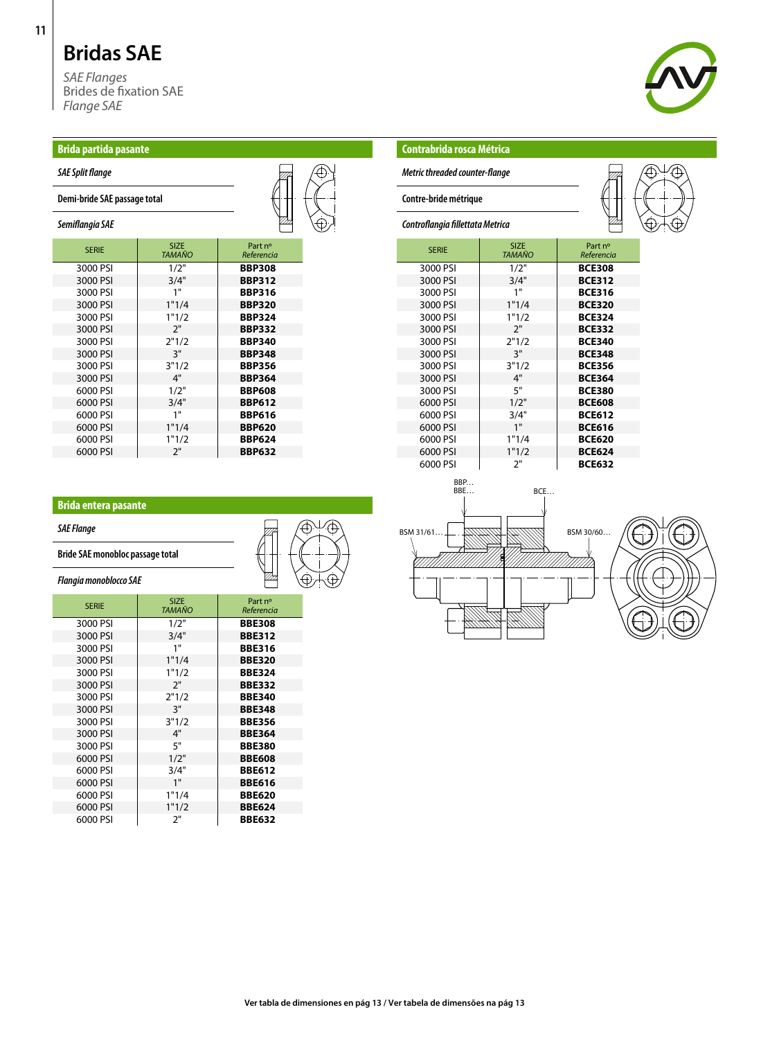# Bridas SAE

*SAE Flanges*
Brides de fixation SAE
*Flange SAE*

## Brida partida pasante

***SAE Split flange***

**Demi-bride SAE passage total**

***Semiflangia SAE***

| SERIE | SIZE *TAMAÑO* | Part nº *Referencia* |
|---|---|---|
| 3000 PSI | 1/2" | **BBP308** |
| 3000 PSI | 3/4" | **BBP312** |
| 3000 PSI | 1" | **BBP316** |
| 3000 PSI | 1"1/4 | **BBP320** |
| 3000 PSI | 1"1/2 | **BBP324** |
| 3000 PSI | 2" | **BBP332** |
| 3000 PSI | 2"1/2 | **BBP340** |
| 3000 PSI | 3" | **BBP348** |
| 3000 PSI | 3"1/2 | **BBP356** |
| 3000 PSI | 4" | **BBP364** |
| 6000 PSI | 1/2" | **BBP608** |
| 6000 PSI | 3/4" | **BBP612** |
| 6000 PSI | 1" | **BBP616** |
| 6000 PSI | 1"1/4 | **BBP620** |
| 6000 PSI | 1"1/2 | **BBP624** |
| 6000 PSI | 2" | **BBP632** |

## Brida entera pasante

***SAE Flange***

**Bride SAE monobloc passage total**

***Flangia monoblocco SAE***

| SERIE | SIZE *TAMAÑO* | Part nº *Referencia* |
|---|---|---|
| 3000 PSI | 1/2" | **BBE308** |
| 3000 PSI | 3/4" | **BBE312** |
| 3000 PSI | 1" | **BBE316** |
| 3000 PSI | 1"1/4 | **BBE320** |
| 3000 PSI | 1"1/2 | **BBE324** |
| 3000 PSI | 2" | **BBE332** |
| 3000 PSI | 2"1/2 | **BBE340** |
| 3000 PSI | 3" | **BBE348** |
| 3000 PSI | 3"1/2 | **BBE356** |
| 3000 PSI | 4" | **BBE364** |
| 3000 PSI | 5" | **BBE380** |
| 6000 PSI | 1/2" | **BBE608** |
| 6000 PSI | 3/4" | **BBE612** |
| 6000 PSI | 1" | **BBE616** |
| 6000 PSI | 1"1/4 | **BBE620** |
| 6000 PSI | 1"1/2 | **BBE624** |
| 6000 PSI | 2" | **BBE632** |

## Contrabrida rosca Métrica

***Metric threaded counter-flange***

**Contre-bride métrique**

***Controflangia fillettata Metrica***

| SERIE | SIZE *TAMAÑO* | Part nº *Referencia* |
|---|---|---|
| 3000 PSI | 1/2" | **BCE308** |
| 3000 PSI | 3/4" | **BCE312** |
| 3000 PSI | 1" | **BCE316** |
| 3000 PSI | 1"1/4 | **BCE320** |
| 3000 PSI | 1"1/2 | **BCE324** |
| 3000 PSI | 2" | **BCE332** |
| 3000 PSI | 2"1/2 | **BCE340** |
| 3000 PSI | 3" | **BCE348** |
| 3000 PSI | 3"1/2 | **BCE356** |
| 3000 PSI | 4" | **BCE364** |
| 3000 PSI | 5" | **BCE380** |
| 6000 PSI | 1/2" | **BCE608** |
| 6000 PSI | 3/4" | **BCE612** |
| 6000 PSI | 1" | **BCE616** |
| 6000 PSI | 1"1/4 | **BCE620** |
| 6000 PSI | 1"1/2 | **BCE624** |
| 6000 PSI | 2" | **BCE632** |

BBP…
BBE…
BCE…
BSM 31/61…
BSM 30/60…

**Ver tabla de dimensiones en pág 13 / Ver tabela de dimensões na pág 13**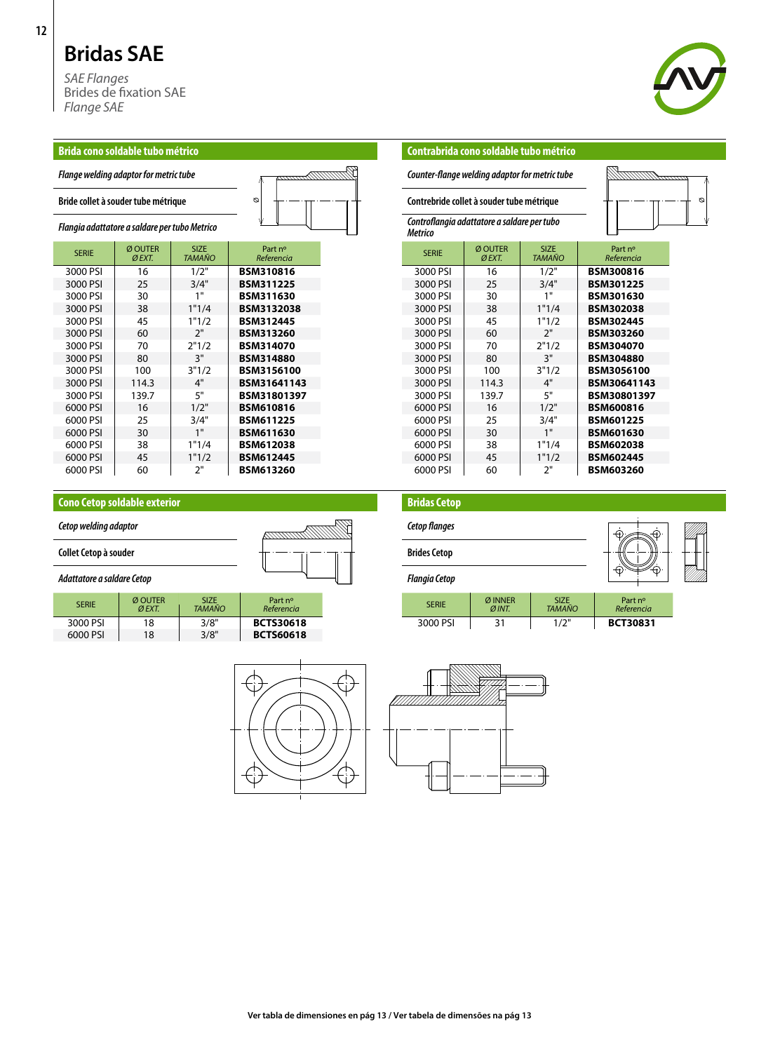# Bridas SAE

*SAE Flanges*
Brides de fixation SAE
*Flange SAE*

## Brida cono soldable tubo métrico

*Flange welding adaptor for metric tube*

Bride collet à souder tube métrique

*Flangia adattatore a saldare per tubo Metrico*

| SERIE | Ø OUTER *Ø EXT.* | SIZE *TAMAÑO* | Part nº *Referencia* |
|---|---|---|---|
| 3000 PSI | 16 | 1/2" | **BSM310816** |
| 3000 PSI | 25 | 3/4" | **BSM311225** |
| 3000 PSI | 30 | 1" | **BSM311630** |
| 3000 PSI | 38 | 1"1/4 | **BSM3132038** |
| 3000 PSI | 45 | 1"1/2 | **BSM312445** |
| 3000 PSI | 60 | 2" | **BSM313260** |
| 3000 PSI | 70 | 2"1/2 | **BSM314070** |
| 3000 PSI | 80 | 3" | **BSM314880** |
| 3000 PSI | 100 | 3"1/2 | **BSM3156100** |
| 3000 PSI | 114.3 | 4" | **BSM31641143** |
| 3000 PSI | 139.7 | 5" | **BSM31801397** |
| 6000 PSI | 16 | 1/2" | **BSM610816** |
| 6000 PSI | 25 | 3/4" | **BSM611225** |
| 6000 PSI | 30 | 1" | **BSM611630** |
| 6000 PSI | 38 | 1"1/4 | **BSM612038** |
| 6000 PSI | 45 | 1"1/2 | **BSM612445** |
| 6000 PSI | 60 | 2" | **BSM613260** |

## Contrabrida cono soldable tubo métrico

*Counter-flange welding adaptor for metric tube*

Contrebride collet à souder tube métrique

*Controflangia adattatore a saldare per tubo Metrico*

| SERIE | Ø OUTER *Ø EXT.* | SIZE *TAMAÑO* | Part nº *Referencia* |
|---|---|---|---|
| 3000 PSI | 16 | 1/2" | **BSM300816** |
| 3000 PSI | 25 | 3/4" | **BSM301225** |
| 3000 PSI | 30 | 1" | **BSM301630** |
| 3000 PSI | 38 | 1"1/4 | **BSM302038** |
| 3000 PSI | 45 | 1"1/2 | **BSM302445** |
| 3000 PSI | 60 | 2" | **BSM303260** |
| 3000 PSI | 70 | 2"1/2 | **BSM304070** |
| 3000 PSI | 80 | 3" | **BSM304880** |
| 3000 PSI | 100 | 3"1/2 | **BSM3056100** |
| 3000 PSI | 114.3 | 4" | **BSM30641143** |
| 3000 PSI | 139.7 | 5" | **BSM30801397** |
| 6000 PSI | 16 | 1/2" | **BSM600816** |
| 6000 PSI | 25 | 3/4" | **BSM601225** |
| 6000 PSI | 30 | 1" | **BSM601630** |
| 6000 PSI | 38 | 1"1/4 | **BSM602038** |
| 6000 PSI | 45 | 1"1/2 | **BSM602445** |
| 6000 PSI | 60 | 2" | **BSM603260** |

## Cono Cetop soldable exterior

*Cetop welding adaptor*

Collet Cetop à souder

*Adattatore a saldare Cetop*

| SERIE | Ø OUTER *Ø EXT.* | SIZE *TAMAÑO* | Part nº *Referencia* |
|---|---|---|---|
| 3000 PSI | 18 | 3/8" | **BCTS30618** |
| 6000 PSI | 18 | 3/8" | **BCTS60618** |

## Bridas Cetop

*Cetop flanges*

Brides Cetop

*Flangia Cetop*

| SERIE | Ø INNER *Ø INT.* | SIZE *TAMAÑO* | Part nº *Referencia* |
|---|---|---|---|
| 3000 PSI | 31 | 1/2" | **BCT30831** |

Ver tabla de dimensiones en pág 13 / Ver tabela de dimensões na pág 13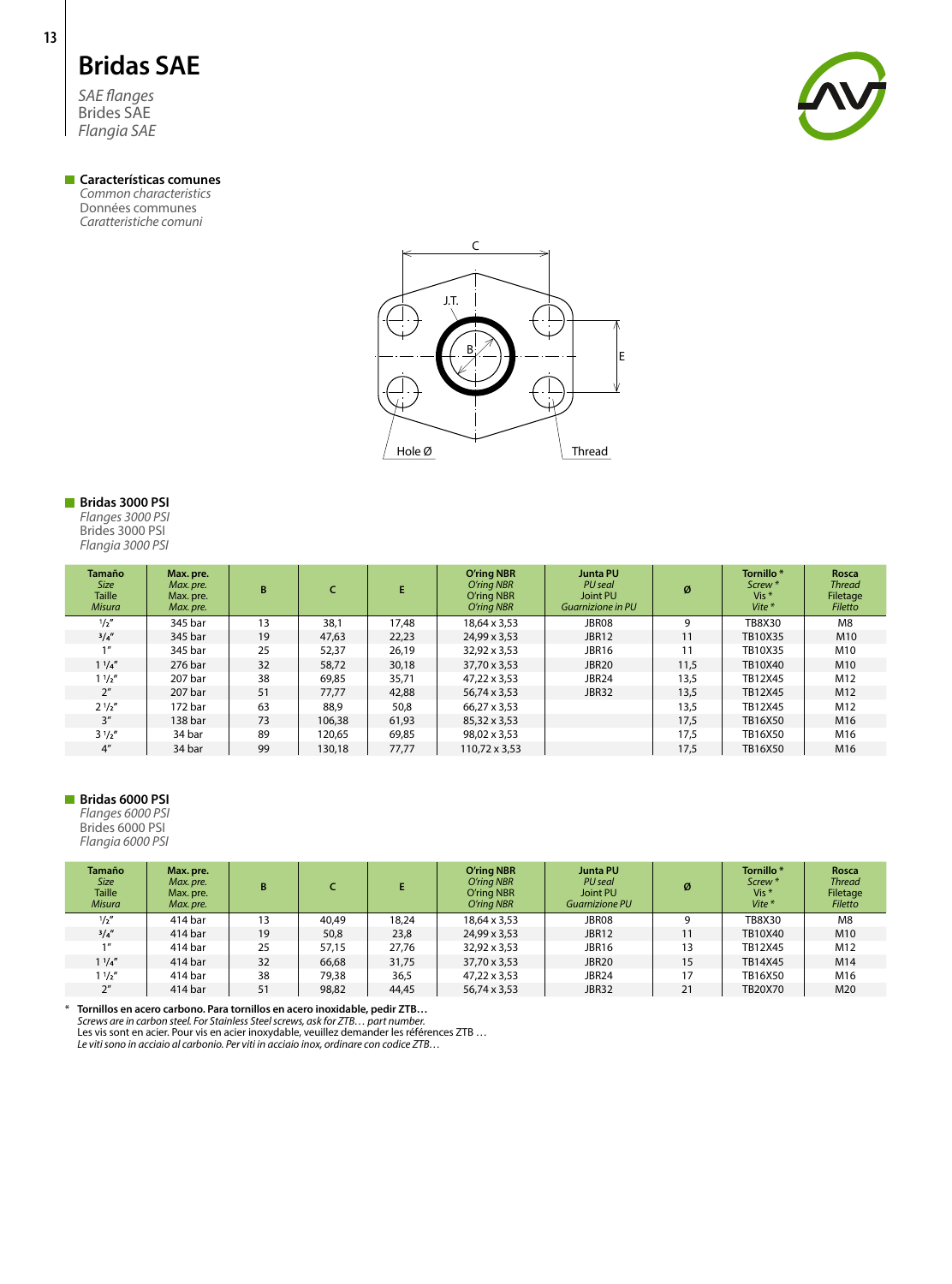# Bridas SAE

*SAE flanges*
Brides SAE
*Flangia SAE*

## Características comunes

*Common characteristics*
Données communes
*Caratteristiche comuni*

C
J.T.
B
E
Hole Ø
Thread

## Bridas 3000 PSI

*Flanges 3000 PSI*
Brides 3000 PSI
*Flangia 3000 PSI*

| Tamaño *Size* Taille *Misura* | Max. pre. *Max. pre.* Max. pre. *Max. pre.* | B | C | E | O'ring NBR *O'ring NBR* O'ring NBR *O'ring NBR* | Junta PU *PU seal* Joint PU *Guarnizione in PU* | Ø | Tornillo * *Screw ** Vis * *Vite ** | Rosca *Thread* Filetage *Filetto* |
|---|---|---|---|---|---|---|---|---|---|
| 1/2" | 345 bar | 13 | 38,1 | 17,48 | 18,64 x 3,53 | JBR08 | 9 | TB8X30 | M8 |
| 3/4" | 345 bar | 19 | 47,63 | 22,23 | 24,99 x 3,53 | JBR12 | 11 | TB10X35 | M10 |
| 1" | 345 bar | 25 | 52,37 | 26,19 | 32,92 x 3,53 | JBR16 | 11 | TB10X35 | M10 |
| 1 1/4" | 276 bar | 32 | 58,72 | 30,18 | 37,70 x 3,53 | JBR20 | 11,5 | TB10X40 | M10 |
| 1 1/2" | 207 bar | 38 | 69,85 | 35,71 | 47,22 x 3,53 | JBR24 | 13,5 | TB12X45 | M12 |
| 2" | 207 bar | 51 | 77,77 | 42,88 | 56,74 x 3,53 | JBR32 | 13,5 | TB12X45 | M12 |
| 2 1/2" | 172 bar | 63 | 88,9 | 50,8 | 66,27 x 3,53 | | 13,5 | TB12X45 | M12 |
| 3" | 138 bar | 73 | 106,38 | 61,93 | 85,32 x 3,53 | | 17,5 | TB16X50 | M16 |
| 3 1/2" | 34 bar | 89 | 120,65 | 69,85 | 98,02 x 3,53 | | 17,5 | TB16X50 | M16 |
| 4" | 34 bar | 99 | 130,18 | 77,77 | 110,72 x 3,53 | | 17,5 | TB16X50 | M16 |

## Bridas 6000 PSI

*Flanges 6000 PSI*
Brides 6000 PSI
*Flangia 6000 PSI*

| Tamaño *Size* Taille *Misura* | Max. pre. *Max. pre.* Max. pre. *Max. pre.* | B | C | E | O'ring NBR *O'ring NBR* O'ring NBR *O'ring NBR* | Junta PU *PU seal* Joint PU *Guarnizione PU* | Ø | Tornillo * *Screw ** Vis * *Vite ** | Rosca *Thread* Filetage *Filetto* |
|---|---|---|---|---|---|---|---|---|---|
| 1/2" | 414 bar | 13 | 40,49 | 18,24 | 18,64 x 3,53 | JBR08 | 9 | TB8X30 | M8 |
| 3/4" | 414 bar | 19 | 50,8 | 23,8 | 24,99 x 3,53 | JBR12 | 11 | TB10X40 | M10 |
| 1" | 414 bar | 25 | 57,15 | 27,76 | 32,92 x 3,53 | JBR16 | 13 | TB12X45 | M12 |
| 1 1/4" | 414 bar | 32 | 66,68 | 31,75 | 37,70 x 3,53 | JBR20 | 15 | TB14X45 | M14 |
| 1 1/2" | 414 bar | 38 | 79,38 | 36,5 | 47,22 x 3,53 | JBR24 | 17 | TB16X50 | M16 |
| 2" | 414 bar | 51 | 98,82 | 44,45 | 56,74 x 3,53 | JBR32 | 21 | TB20X70 | M20 |

\* **Tornillos en acero carbono. Para tornillos en acero inoxidable, pedir ZTB…**
*Screws are in carbon steel. For Stainless Steel screws, ask for ZTB… part number.*
Les vis sont en acier. Pour vis en acier inoxydable, veuillez demander les références ZTB …
*Le viti sono in acciaio al carbonio. Per viti in acciaio inox, ordinare con codice ZTB…*